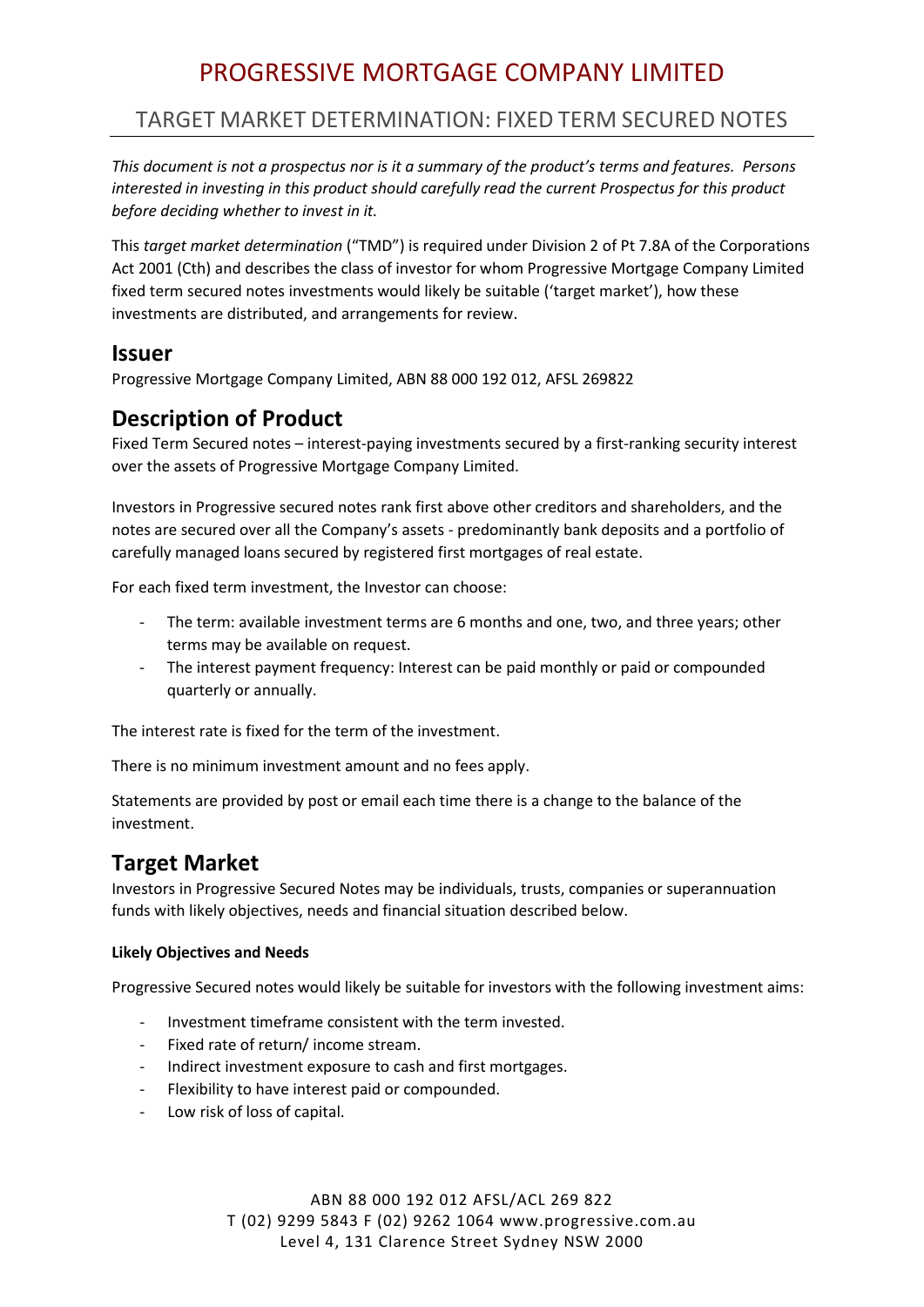# PROGRESSIVE MORTGAGE COMPANY LIMITED

## TARGET MARKET DETERMINATION: FIXED TERM SECURED NOTES

*This document is not a prospectus nor is it a summary of the product's terms and features. Persons interested in investing in this product should carefully read the current Prospectus for this product before deciding whether to invest in it.*

This *target market determination* ("TMD") is required under Division 2 of Pt 7.8A of the Corporations Act 2001 (Cth) and describes the class of investor for whom Progressive Mortgage Company Limited fixed term secured notes investments would likely be suitable ('target market'), how these investments are distributed, and arrangements for review.

## Issuer

Progressive Mortgage Company Limited, ABN 88 000 192 012, AFSL 269822

## Description of Product

Fixed Term Secured notes – interest-paying investments secured by a first-ranking security interest over the assets of Progressive Mortgage Company Limited.

Investors in Progressive secured notes rank first above other creditors and shareholders, and the notes are secured over all the Company's assets - predominantly bank deposits and a portfolio of carefully managed loans secured by registered first mortgages of real estate.

For each fixed term investment, the Investor can choose:

- The term: available investment terms are 6 months and one, two, and three years; other terms may be available on request.
- The interest payment frequency: Interest can be paid monthly or paid or compounded quarterly or annually.

The interest rate is fixed for the term of the investment.

There is no minimum investment amount and no fees apply.

Statements are provided by post or email each time there is a change to the balance of the investment.

## Target Market

Investors in Progressive Secured Notes may be individuals, trusts, companies or superannuation funds with likely objectives, needs and financial situation described below.

**Likely Objectives and Needs**

Progressive Secured notes would likely be suitable for investors with the following investment aims:

- Investment timeframe consistent with the term invested.
- Fixed rate of return/ income stream.
- Indirect investment exposure to cash and first mortgages.
- Flexibility to have interest paid or compounded.
- Low risk of loss of capital.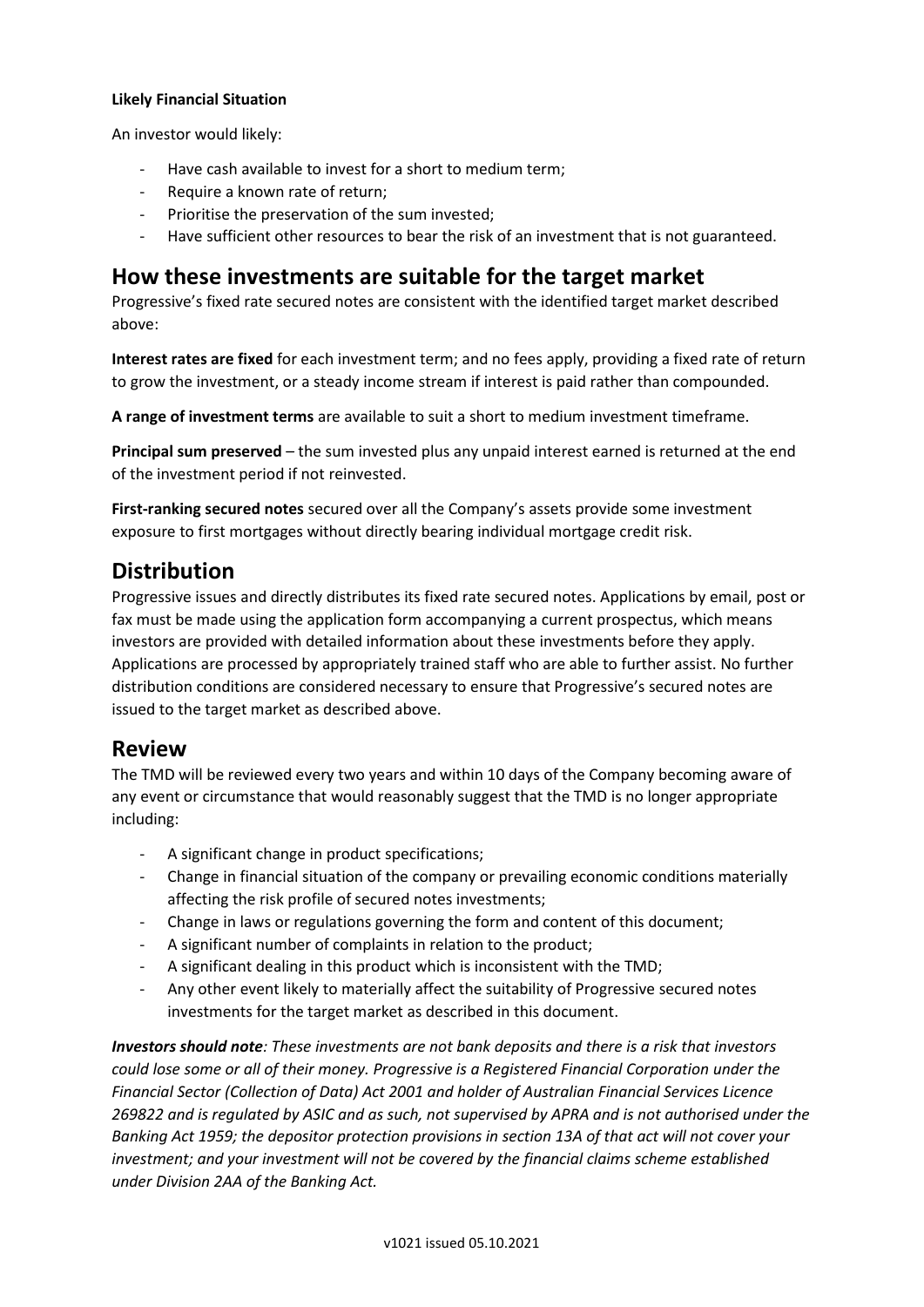**Likely Financial Situation**

An investor would likely:

- Have cash available to invest for a short to medium term;
- Require a known rate of return;
- Prioritise the preservation of the sum invested;
- Have sufficient other resources to bear the risk of an investment that is not guaranteed.

## How these investments are suitable for the target market

Progressive's fixed rate secured notes are consistent with the identified target market described above:

**Interest rates are fixed** for each investment term; and no fees apply, providing a fixed rate of return to grow the investment, or a steady income stream if interest is paid rather than compounded.

**A range of investment terms** are available to suit a short to medium investment timeframe.

**Principal sum preserved** – the sum invested plus any unpaid interest earned is returned at the end of the investment period if not reinvested.

**First-ranking secured notes** secured over all the Company's assets provide some investment exposure to first mortgages without directly bearing individual mortgage credit risk.

## Distribution

Progressive issues and directly distributes its fixed rate secured notes. Applications by email, post or fax must be made using the application form accompanying a current prospectus, which means investors are provided with detailed information about these investments before they apply. Applications are processed by appropriately trained staff who are able to further assist. No further distribution conditions are considered necessary to ensure that Progressive's secured notes are issued to the target market as described above.

## Review

The TMD will be reviewed every two years and within 10 days of the Company becoming aware of any event or circumstance that would reasonably suggest that the TMD is no longer appropriate including:

- A significant change in product specifications;
- Change in financial situation of the company or prevailing economic conditions materially affecting the risk profile of secured notes investments;
- Change in laws or regulations governing the form and content of this document;
- A significant number of complaints in relation to the product;
- A significant dealing in this product which is inconsistent with the TMD;
- Any other event likely to materially affect the suitability of Progressive secured notes investments for the target market as described in this document.

***Investors should note**: These investments are not bank deposits and there is a risk that investors could lose some or all of their money. Progressive is a Registered Financial Corporation under the Financial Sector (Collection of Data) Act 2001 and holder of Australian Financial Services Licence 269822 and is regulated by ASIC and as such, not supervised by APRA and is not authorised under the Banking Act 1959; the depositor protection provisions in section 13A of that act will not cover your investment; and your investment will not be covered by the financial claims scheme established under Division 2AA of the Banking Act.*

v1021 issued 05.10.2021